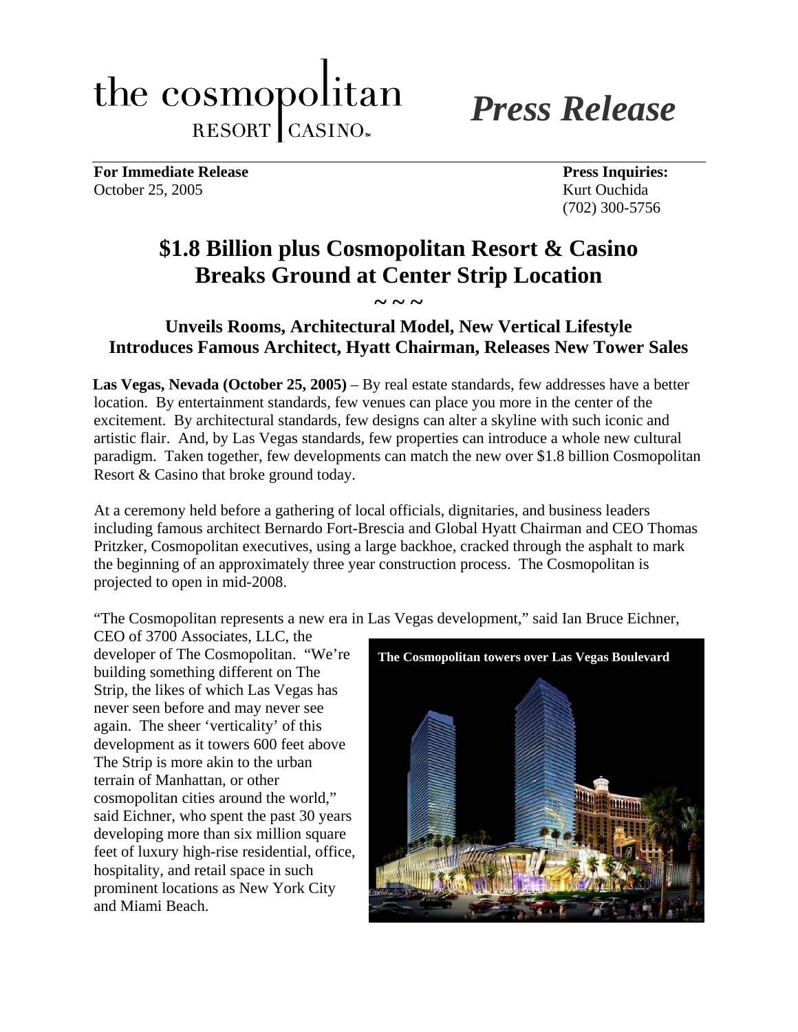the cosmopolitan
RESORT | CASINO™

*Press Release*

**For Immediate Release**
October 25, 2005

**Press Inquiries:**
Kurt Ouchida
(702) 300-5756

# $1.8 Billion plus Cosmopolitan Resort & Casino Breaks Ground at Center Strip Location

~ ~ ~

## Unveils Rooms, Architectural Model, New Vertical Lifestyle Introduces Famous Architect, Hyatt Chairman, Releases New Tower Sales

**Las Vegas, Nevada (October 25, 2005)** – By real estate standards, few addresses have a better location. By entertainment standards, few venues can place you more in the center of the excitement. By architectural standards, few designs can alter a skyline with such iconic and artistic flair. And, by Las Vegas standards, few properties can introduce a whole new cultural paradigm. Taken together, few developments can match the new over $1.8 billion Cosmopolitan Resort & Casino that broke ground today.

At a ceremony held before a gathering of local officials, dignitaries, and business leaders including famous architect Bernardo Fort-Brescia and Global Hyatt Chairman and CEO Thomas Pritzker, Cosmopolitan executives, using a large backhoe, cracked through the asphalt to mark the beginning of an approximately three year construction process. The Cosmopolitan is projected to open in mid-2008.

"The Cosmopolitan represents a new era in Las Vegas development," said Ian Bruce Eichner, CEO of 3700 Associates, LLC, the developer of The Cosmopolitan. "We're building something different on The Strip, the likes of which Las Vegas has never seen before and may never see again. The sheer 'verticality' of this development as it towers 600 feet above The Strip is more akin to the urban terrain of Manhattan, or other cosmopolitan cities around the world," said Eichner, who spent the past 30 years developing more than six million square feet of luxury high-rise residential, office, hospitality, and retail space in such prominent locations as New York City and Miami Beach.

The Cosmopolitan towers over Las Vegas Boulevard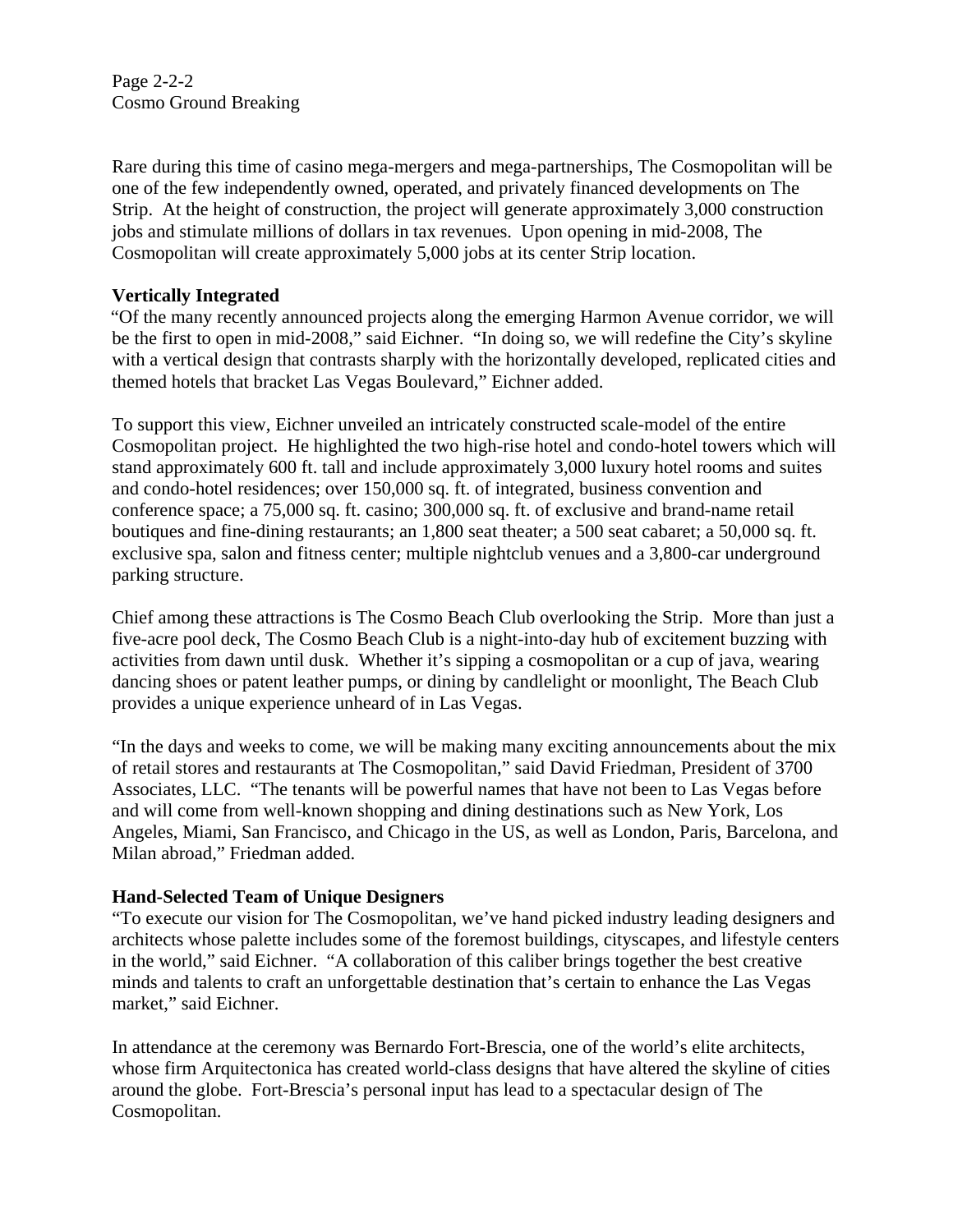Rare during this time of casino mega-mergers and mega-partnerships, The Cosmopolitan will be one of the few independently owned, operated, and privately financed developments on The Strip. At the height of construction, the project will generate approximately 3,000 construction jobs and stimulate millions of dollars in tax revenues. Upon opening in mid-2008, The Cosmopolitan will create approximately 5,000 jobs at its center Strip location.

**Vertically Integrated**

"Of the many recently announced projects along the emerging Harmon Avenue corridor, we will be the first to open in mid-2008," said Eichner. "In doing so, we will redefine the City's skyline with a vertical design that contrasts sharply with the horizontally developed, replicated cities and themed hotels that bracket Las Vegas Boulevard," Eichner added.

To support this view, Eichner unveiled an intricately constructed scale-model of the entire Cosmopolitan project. He highlighted the two high-rise hotel and condo-hotel towers which will stand approximately 600 ft. tall and include approximately 3,000 luxury hotel rooms and suites and condo-hotel residences; over 150,000 sq. ft. of integrated, business convention and conference space; a 75,000 sq. ft. casino; 300,000 sq. ft. of exclusive and brand-name retail boutiques and fine-dining restaurants; an 1,800 seat theater; a 500 seat cabaret; a 50,000 sq. ft. exclusive spa, salon and fitness center; multiple nightclub venues and a 3,800-car underground parking structure.

Chief among these attractions is The Cosmo Beach Club overlooking the Strip. More than just a five-acre pool deck, The Cosmo Beach Club is a night-into-day hub of excitement buzzing with activities from dawn until dusk. Whether it's sipping a cosmopolitan or a cup of java, wearing dancing shoes or patent leather pumps, or dining by candlelight or moonlight, The Beach Club provides a unique experience unheard of in Las Vegas.

"In the days and weeks to come, we will be making many exciting announcements about the mix of retail stores and restaurants at The Cosmopolitan," said David Friedman, President of 3700 Associates, LLC. "The tenants will be powerful names that have not been to Las Vegas before and will come from well-known shopping and dining destinations such as New York, Los Angeles, Miami, San Francisco, and Chicago in the US, as well as London, Paris, Barcelona, and Milan abroad," Friedman added.

**Hand-Selected Team of Unique Designers**

"To execute our vision for The Cosmopolitan, we've hand picked industry leading designers and architects whose palette includes some of the foremost buildings, cityscapes, and lifestyle centers in the world," said Eichner. "A collaboration of this caliber brings together the best creative minds and talents to craft an unforgettable destination that's certain to enhance the Las Vegas market," said Eichner.

In attendance at the ceremony was Bernardo Fort-Brescia, one of the world's elite architects, whose firm Arquitectonica has created world-class designs that have altered the skyline of cities around the globe. Fort-Brescia's personal input has lead to a spectacular design of The Cosmopolitan.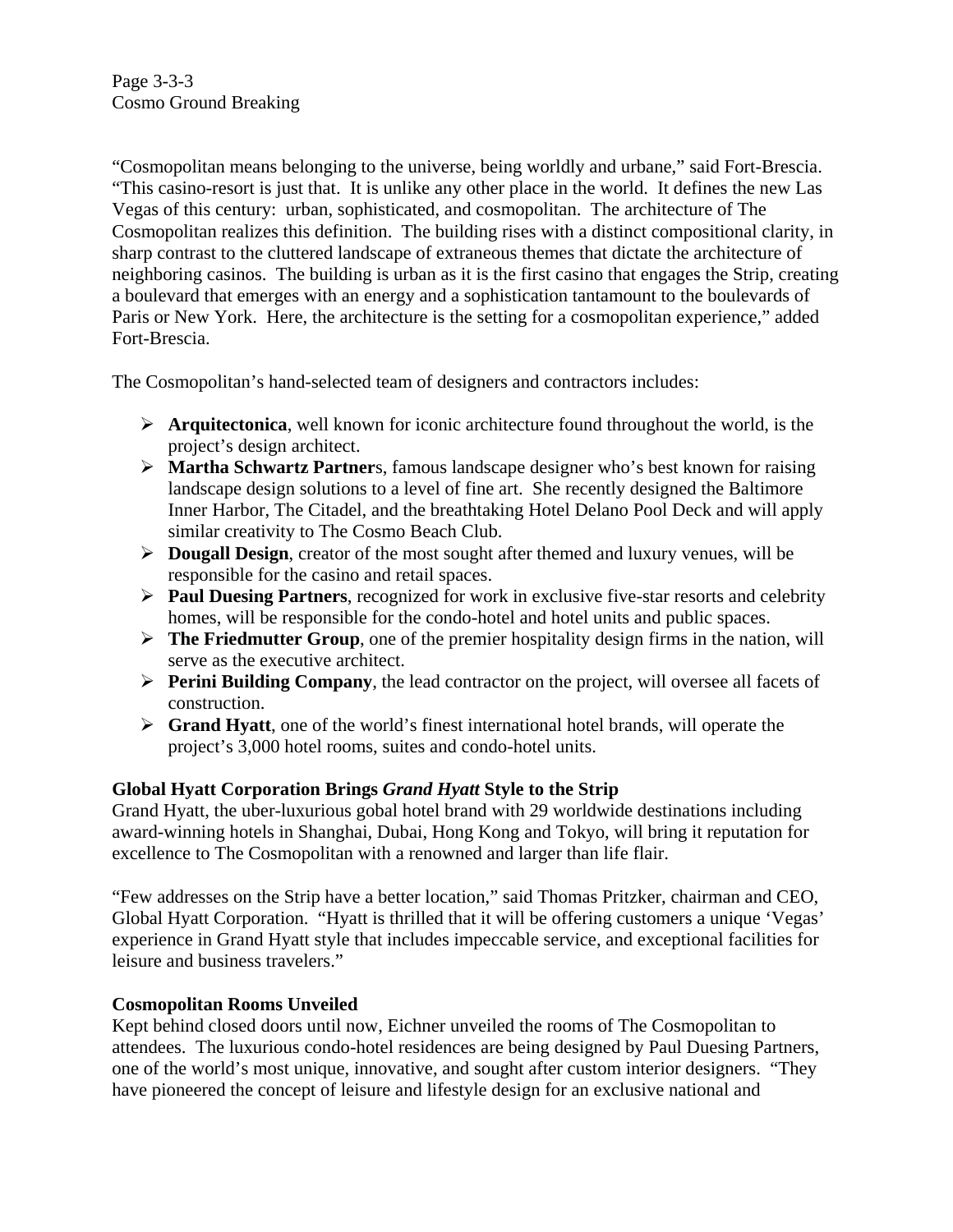"Cosmopolitan means belonging to the universe, being worldly and urbane," said Fort-Brescia. "This casino-resort is just that. It is unlike any other place in the world. It defines the new Las Vegas of this century: urban, sophisticated, and cosmopolitan. The architecture of The Cosmopolitan realizes this definition. The building rises with a distinct compositional clarity, in sharp contrast to the cluttered landscape of extraneous themes that dictate the architecture of neighboring casinos. The building is urban as it is the first casino that engages the Strip, creating a boulevard that emerges with an energy and a sophistication tantamount to the boulevards of Paris or New York. Here, the architecture is the setting for a cosmopolitan experience," added Fort-Brescia.

The Cosmopolitan's hand-selected team of designers and contractors includes:

- **Arquitectonica**, well known for iconic architecture found throughout the world, is the project's design architect.
- **Martha Schwartz Partner**s, famous landscape designer who's best known for raising landscape design solutions to a level of fine art. She recently designed the Baltimore Inner Harbor, The Citadel, and the breathtaking Hotel Delano Pool Deck and will apply similar creativity to The Cosmo Beach Club.
- **Dougall Design**, creator of the most sought after themed and luxury venues, will be responsible for the casino and retail spaces.
- **Paul Duesing Partners**, recognized for work in exclusive five-star resorts and celebrity homes, will be responsible for the condo-hotel and hotel units and public spaces.
- **The Friedmutter Group**, one of the premier hospitality design firms in the nation, will serve as the executive architect.
- **Perini Building Company**, the lead contractor on the project, will oversee all facets of construction.
- **Grand Hyatt**, one of the world's finest international hotel brands, will operate the project's 3,000 hotel rooms, suites and condo-hotel units.

**Global Hyatt Corporation Brings *Grand Hyatt* Style to the Strip**

Grand Hyatt, the uber-luxurious gobal hotel brand with 29 worldwide destinations including award-winning hotels in Shanghai, Dubai, Hong Kong and Tokyo, will bring it reputation for excellence to The Cosmopolitan with a renowned and larger than life flair.

"Few addresses on the Strip have a better location," said Thomas Pritzker, chairman and CEO, Global Hyatt Corporation. "Hyatt is thrilled that it will be offering customers a unique 'Vegas' experience in Grand Hyatt style that includes impeccable service, and exceptional facilities for leisure and business travelers."

**Cosmopolitan Rooms Unveiled**

Kept behind closed doors until now, Eichner unveiled the rooms of The Cosmopolitan to attendees. The luxurious condo-hotel residences are being designed by Paul Duesing Partners, one of the world's most unique, innovative, and sought after custom interior designers. "They have pioneered the concept of leisure and lifestyle design for an exclusive national and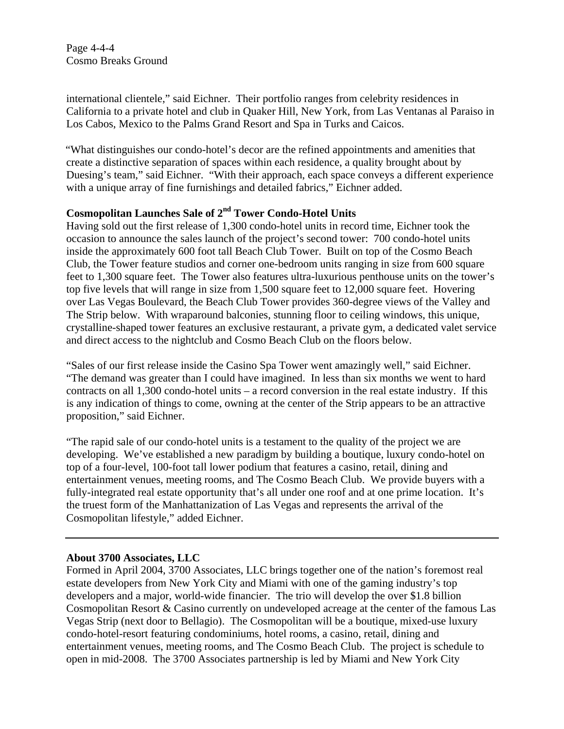international clientele," said Eichner. Their portfolio ranges from celebrity residences in California to a private hotel and club in Quaker Hill, New York, from Las Ventanas al Paraiso in Los Cabos, Mexico to the Palms Grand Resort and Spa in Turks and Caicos.

"What distinguishes our condo-hotel's decor are the refined appointments and amenities that create a distinctive separation of spaces within each residence, a quality brought about by Duesing's team," said Eichner. "With their approach, each space conveys a different experience with a unique array of fine furnishings and detailed fabrics," Eichner added.

**Cosmopolitan Launches Sale of 2nd Tower Condo-Hotel Units**

Having sold out the first release of 1,300 condo-hotel units in record time, Eichner took the occasion to announce the sales launch of the project's second tower: 700 condo-hotel units inside the approximately 600 foot tall Beach Club Tower. Built on top of the Cosmo Beach Club, the Tower feature studios and corner one-bedroom units ranging in size from 600 square feet to 1,300 square feet. The Tower also features ultra-luxurious penthouse units on the tower's top five levels that will range in size from 1,500 square feet to 12,000 square feet. Hovering over Las Vegas Boulevard, the Beach Club Tower provides 360-degree views of the Valley and The Strip below. With wraparound balconies, stunning floor to ceiling windows, this unique, crystalline-shaped tower features an exclusive restaurant, a private gym, a dedicated valet service and direct access to the nightclub and Cosmo Beach Club on the floors below.

"Sales of our first release inside the Casino Spa Tower went amazingly well," said Eichner. "The demand was greater than I could have imagined. In less than six months we went to hard contracts on all 1,300 condo-hotel units – a record conversion in the real estate industry. If this is any indication of things to come, owning at the center of the Strip appears to be an attractive proposition," said Eichner.

"The rapid sale of our condo-hotel units is a testament to the quality of the project we are developing. We've established a new paradigm by building a boutique, luxury condo-hotel on top of a four-level, 100-foot tall lower podium that features a casino, retail, dining and entertainment venues, meeting rooms, and The Cosmo Beach Club. We provide buyers with a fully-integrated real estate opportunity that's all under one roof and at one prime location. It's the truest form of the Manhattanization of Las Vegas and represents the arrival of the Cosmopolitan lifestyle," added Eichner.

---

**About 3700 Associates, LLC**

Formed in April 2004, 3700 Associates, LLC brings together one of the nation's foremost real estate developers from New York City and Miami with one of the gaming industry's top developers and a major, world-wide financier. The trio will develop the over $1.8 billion Cosmopolitan Resort & Casino currently on undeveloped acreage at the center of the famous Las Vegas Strip (next door to Bellagio). The Cosmopolitan will be a boutique, mixed-use luxury condo-hotel-resort featuring condominiums, hotel rooms, a casino, retail, dining and entertainment venues, meeting rooms, and The Cosmo Beach Club. The project is schedule to open in mid-2008. The 3700 Associates partnership is led by Miami and New York City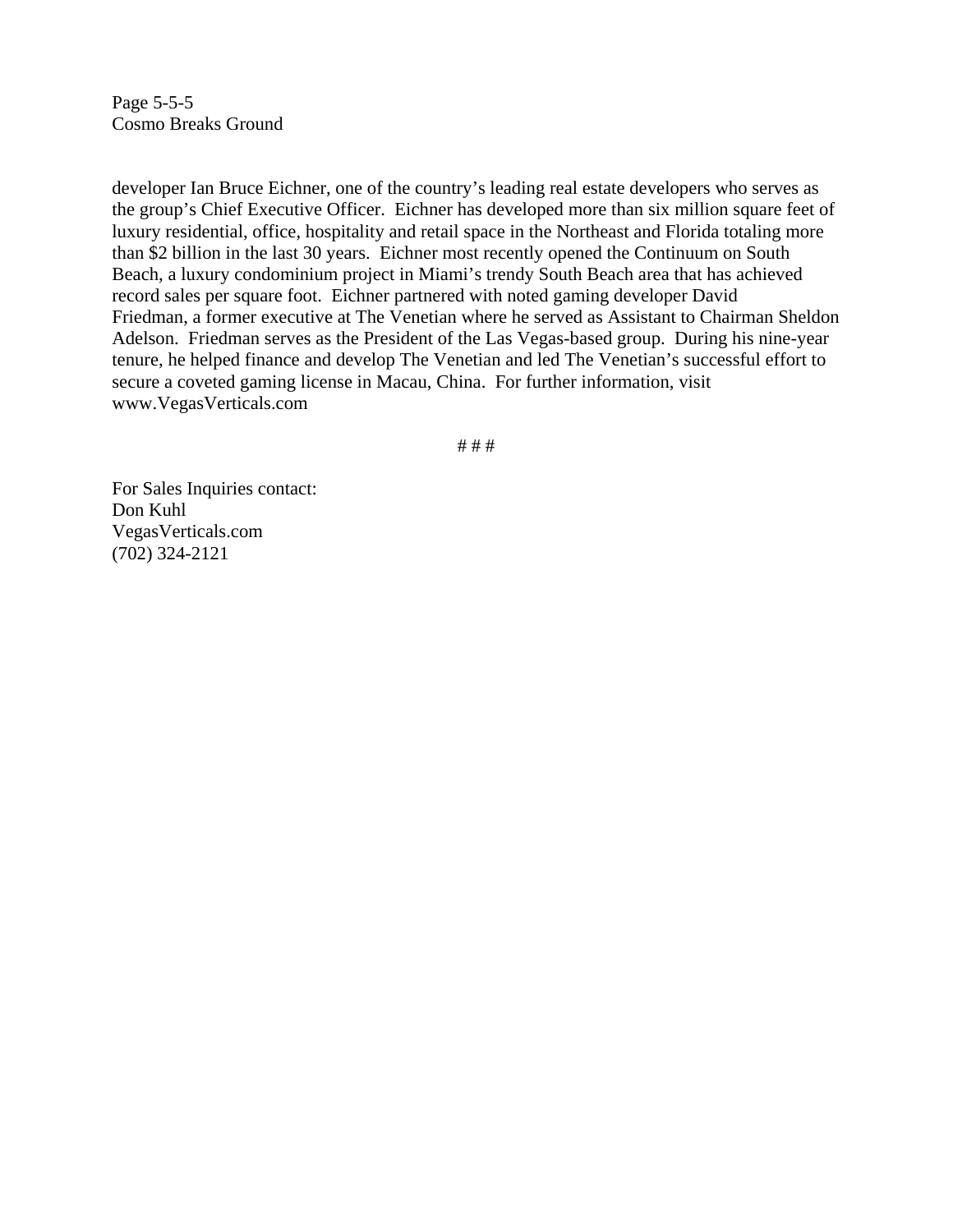developer Ian Bruce Eichner, one of the country's leading real estate developers who serves as the group's Chief Executive Officer. Eichner has developed more than six million square feet of luxury residential, office, hospitality and retail space in the Northeast and Florida totaling more than $2 billion in the last 30 years. Eichner most recently opened the Continuum on South Beach, a luxury condominium project in Miami's trendy South Beach area that has achieved record sales per square foot. Eichner partnered with noted gaming developer David Friedman, a former executive at The Venetian where he served as Assistant to Chairman Sheldon Adelson. Friedman serves as the President of the Las Vegas-based group. During his nine-year tenure, he helped finance and develop The Venetian and led The Venetian's successful effort to secure a coveted gaming license in Macau, China. For further information, visit www.VegasVerticals.com

# # #

For Sales Inquiries contact:
Don Kuhl
VegasVerticals.com
(702) 324-2121